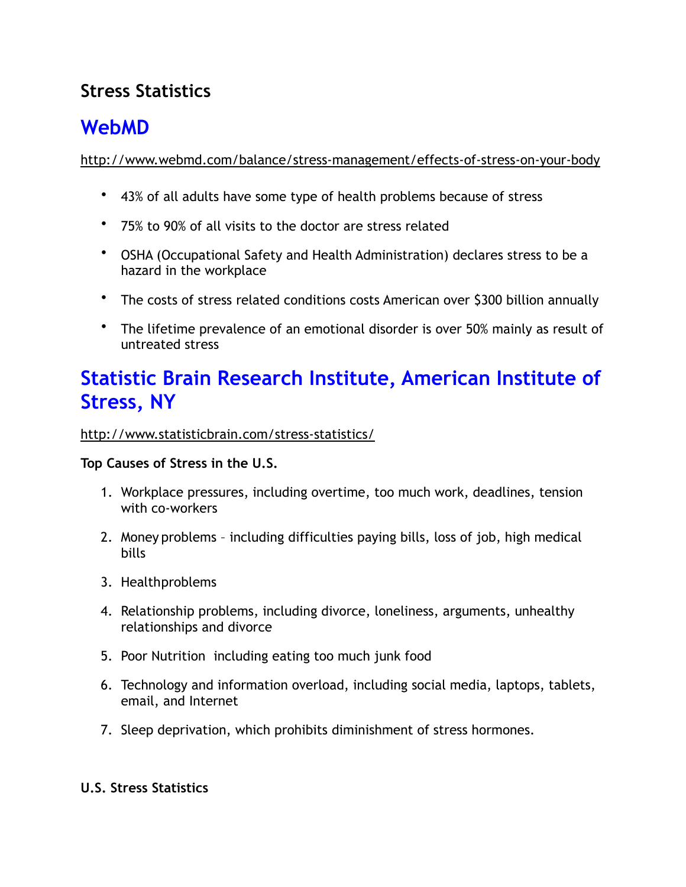# Stress Statistics

## WebMD

http://www.webmd.com/balance/stress-management/effects-of-stress-on-your-body

- 43% of all adults have some type of health problems because of stress
- 75% to 90% of all visits to the doctor are stress related
- OSHA (Occupational Safety and Health Administration) declares stress to be a hazard in the workplace
- The costs of stress related conditions costs American over $300 billion annually
- The lifetime prevalence of an emotional disorder is over 50% mainly as result of untreated stress

## Statistic Brain Research Institute, American Institute of Stress, NY

http://www.statisticbrain.com/stress-statistics/

**Top Causes of Stress in the U.S.**

1. Workplace pressures, including overtime, too much work, deadlines, tension with co-workers
2. Money problems – including difficulties paying bills, loss of job, high medical bills
3. Healthproblems
4. Relationship problems, including divorce, loneliness, arguments, unhealthy relationships and divorce
5. Poor Nutrition including eating too much junk food
6. Technology and information overload, including social media, laptops, tablets, email, and Internet
7. Sleep deprivation, which prohibits diminishment of stress hormones.

**U.S. Stress Statistics**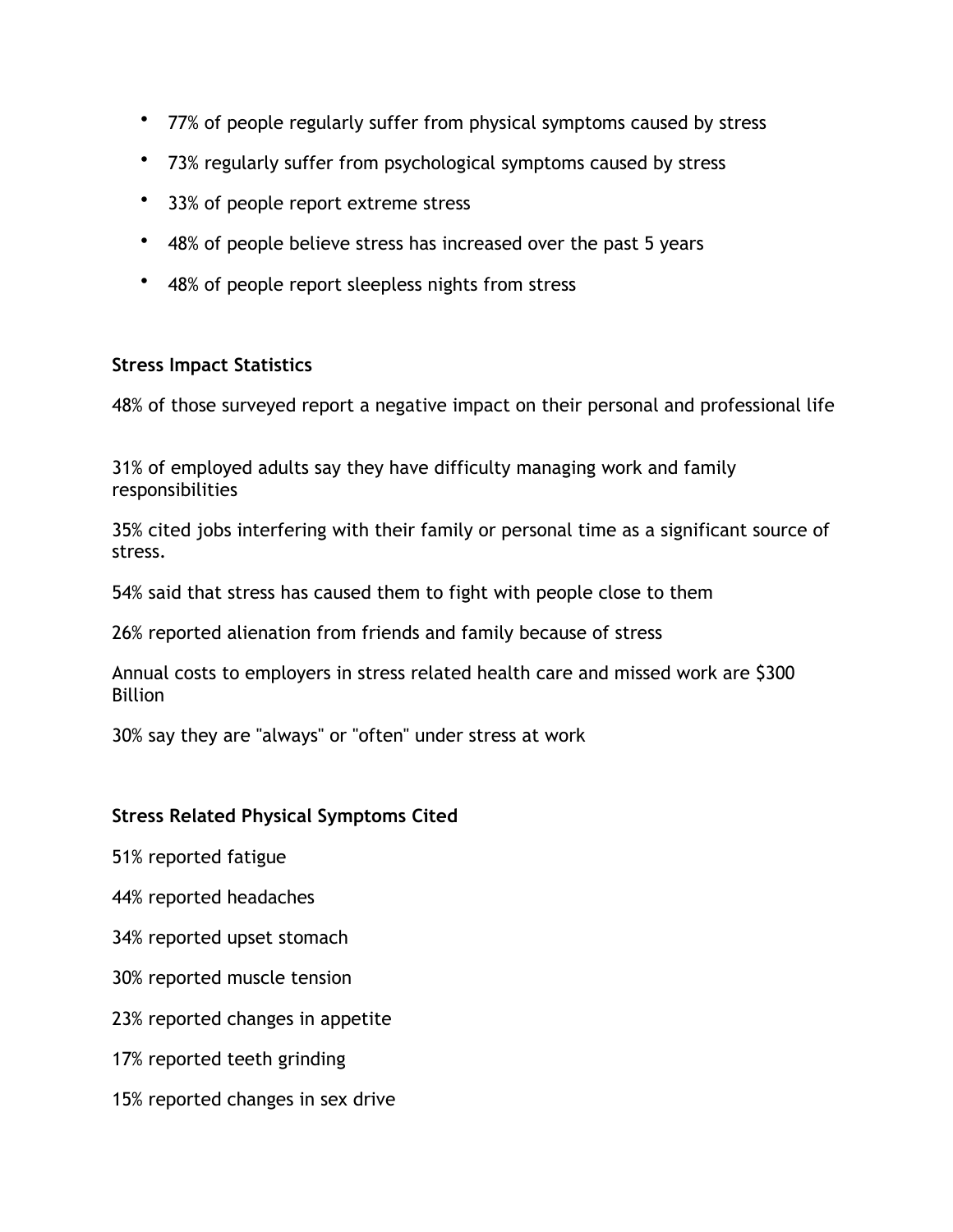- 77% of people regularly suffer from physical symptoms caused by stress
- 73% regularly suffer from psychological symptoms caused by stress
- 33% of people report extreme stress
- 48% of people believe stress has increased over the past 5 years
- 48% of people report sleepless nights from stress

**Stress Impact Statistics**

48% of those surveyed report a negative impact on their personal and professional life

31% of employed adults say they have difficulty managing work and family responsibilities

35% cited jobs interfering with their family or personal time as a significant source of stress.

54% said that stress has caused them to fight with people close to them

26% reported alienation from friends and family because of stress

Annual costs to employers in stress related health care and missed work are $300 Billion

30% say they are "always" or "often" under stress at work

**Stress Related Physical Symptoms Cited**

51% reported fatigue

44% reported headaches

34% reported upset stomach

30% reported muscle tension

23% reported changes in appetite

17% reported teeth grinding

15% reported changes in sex drive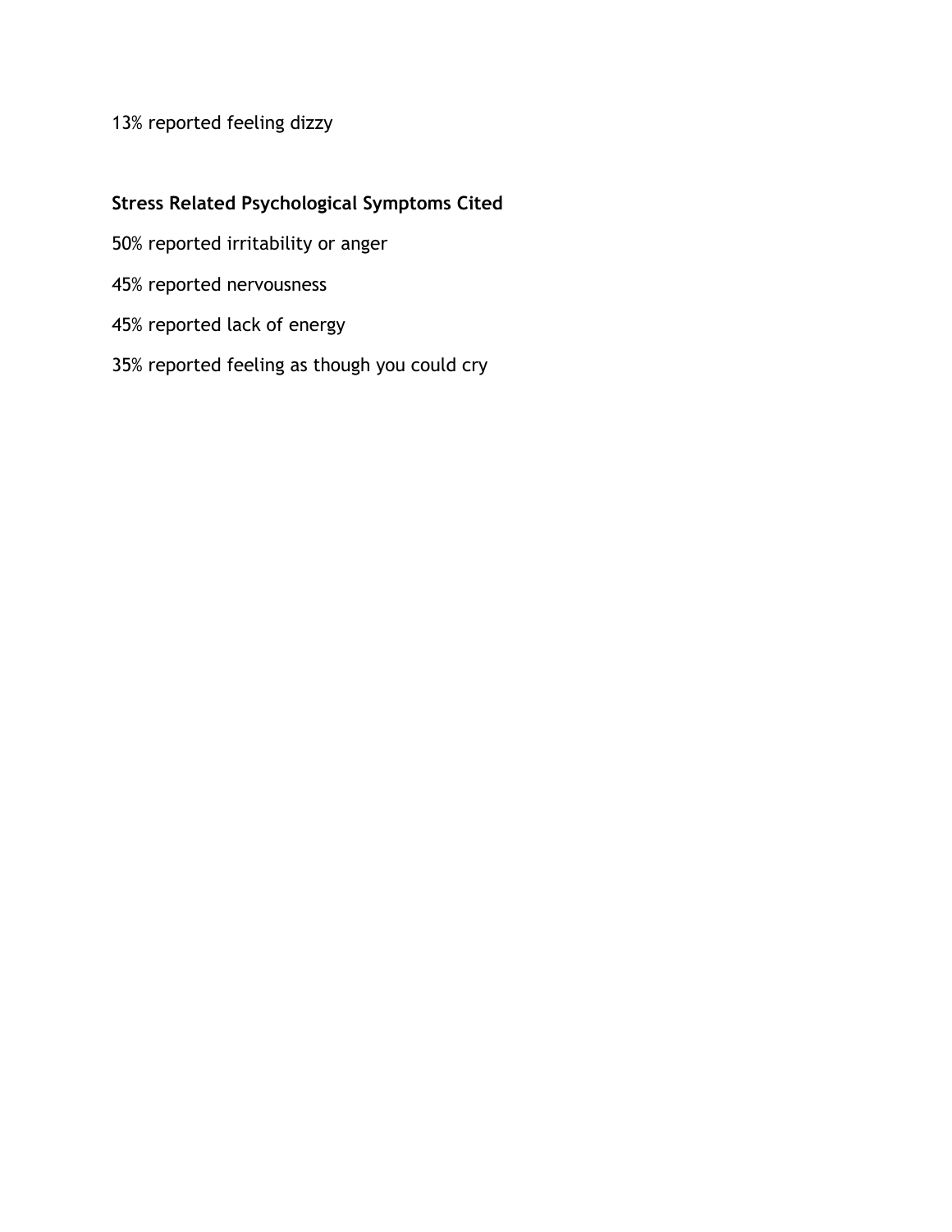13% reported feeling dizzy

**Stress Related Psychological Symptoms Cited**

50% reported irritability or anger

45% reported nervousness

45% reported lack of energy

35% reported feeling as though you could cry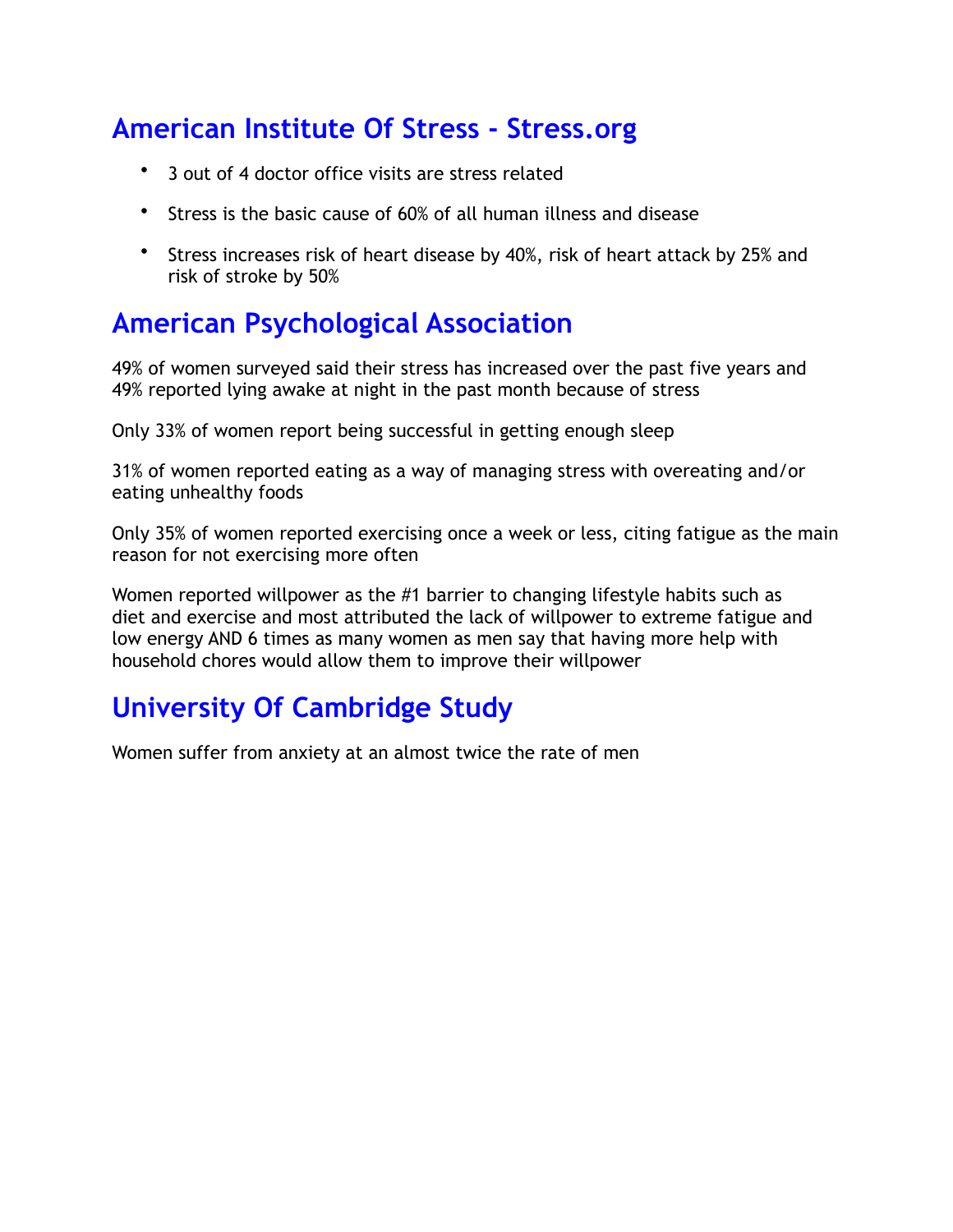## American Institute Of Stress - Stress.org

- 3 out of 4 doctor office visits are stress related
- Stress is the basic cause of 60% of all human illness and disease
- Stress increases risk of heart disease by 40%, risk of heart attack by 25% and risk of stroke by 50%

## American Psychological Association

49% of women surveyed said their stress has increased over the past five years and 49% reported lying awake at night in the past month because of stress

Only 33% of women report being successful in getting enough sleep

31% of women reported eating as a way of managing stress with overeating and/or eating unhealthy foods

Only 35% of women reported exercising once a week or less, citing fatigue as the main reason for not exercising more often

Women reported willpower as the #1 barrier to changing lifestyle habits such as diet and exercise and most attributed the lack of willpower to extreme fatigue and low energy AND 6 times as many women as men say that having more help with household chores would allow them to improve their willpower

## University Of Cambridge Study

Women suffer from anxiety at an almost twice the rate of men